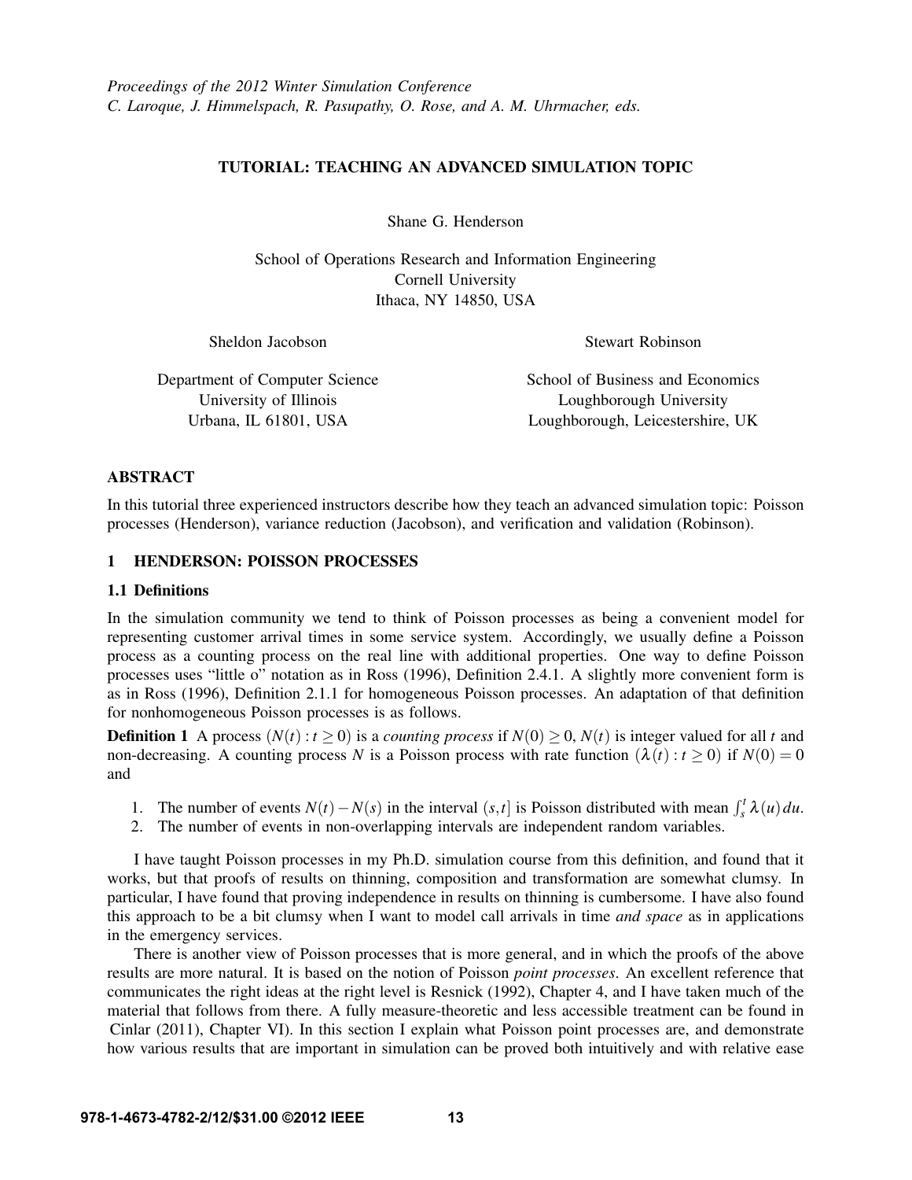*Proceedings of the 2012 Winter Simulation Conference*
*C. Laroque, J. Himmelspach, R. Pasupathy, O. Rose, and A. M. Uhrmacher, eds.*

# TUTORIAL: TEACHING AN ADVANCED SIMULATION TOPIC

Shane G. Henderson

School of Operations Research and Information Engineering
Cornell University
Ithaca, NY 14850, USA

Sheldon Jacobson

Department of Computer Science
University of Illinois
Urbana, IL 61801, USA

Stewart Robinson

School of Business and Economics
Loughborough University
Loughborough, Leicestershire, UK

## ABSTRACT

In this tutorial three experienced instructors describe how they teach an advanced simulation topic: Poisson processes (Henderson), variance reduction (Jacobson), and verification and validation (Robinson).

## 1 HENDERSON: POISSON PROCESSES

### 1.1 Definitions

In the simulation community we tend to think of Poisson processes as being a convenient model for representing customer arrival times in some service system. Accordingly, we usually define a Poisson process as a counting process on the real line with additional properties. One way to define Poisson processes uses "little o" notation as in Ross (1996), Definition 2.4.1. A slightly more convenient form is as in Ross (1996), Definition 2.1.1 for homogeneous Poisson processes. An adaptation of that definition for nonhomogeneous Poisson processes is as follows.

**Definition 1** A process $(N(t) : t \geq 0)$ is a *counting process* if $N(0) \geq 0$, $N(t)$ is integer valued for all $t$ and non-decreasing. A counting process $N$ is a Poisson process with rate function $(\lambda(t) : t \geq 0)$ if $N(0) = 0$ and

1. The number of events $N(t) - N(s)$ in the interval $(s,t]$ is Poisson distributed with mean $\int_s^t \lambda(u)\,du$.
2. The number of events in non-overlapping intervals are independent random variables.

I have taught Poisson processes in my Ph.D. simulation course from this definition, and found that it works, but that proofs of results on thinning, composition and transformation are somewhat clumsy. In particular, I have found that proving independence in results on thinning is cumbersome. I have also found this approach to be a bit clumsy when I want to model call arrivals in time *and space* as in applications in the emergency services.

There is another view of Poisson processes that is more general, and in which the proofs of the above results are more natural. It is based on the notion of Poisson *point processes*. An excellent reference that communicates the right ideas at the right level is Resnick (1992), Chapter 4, and I have taken much of the material that follows from there. A fully measure-theoretic and less accessible treatment can be found in Çinlar (2011), Chapter VI). In this section I explain what Poisson point processes are, and demonstrate how various results that are important in simulation can be proved both intuitively and with relative ease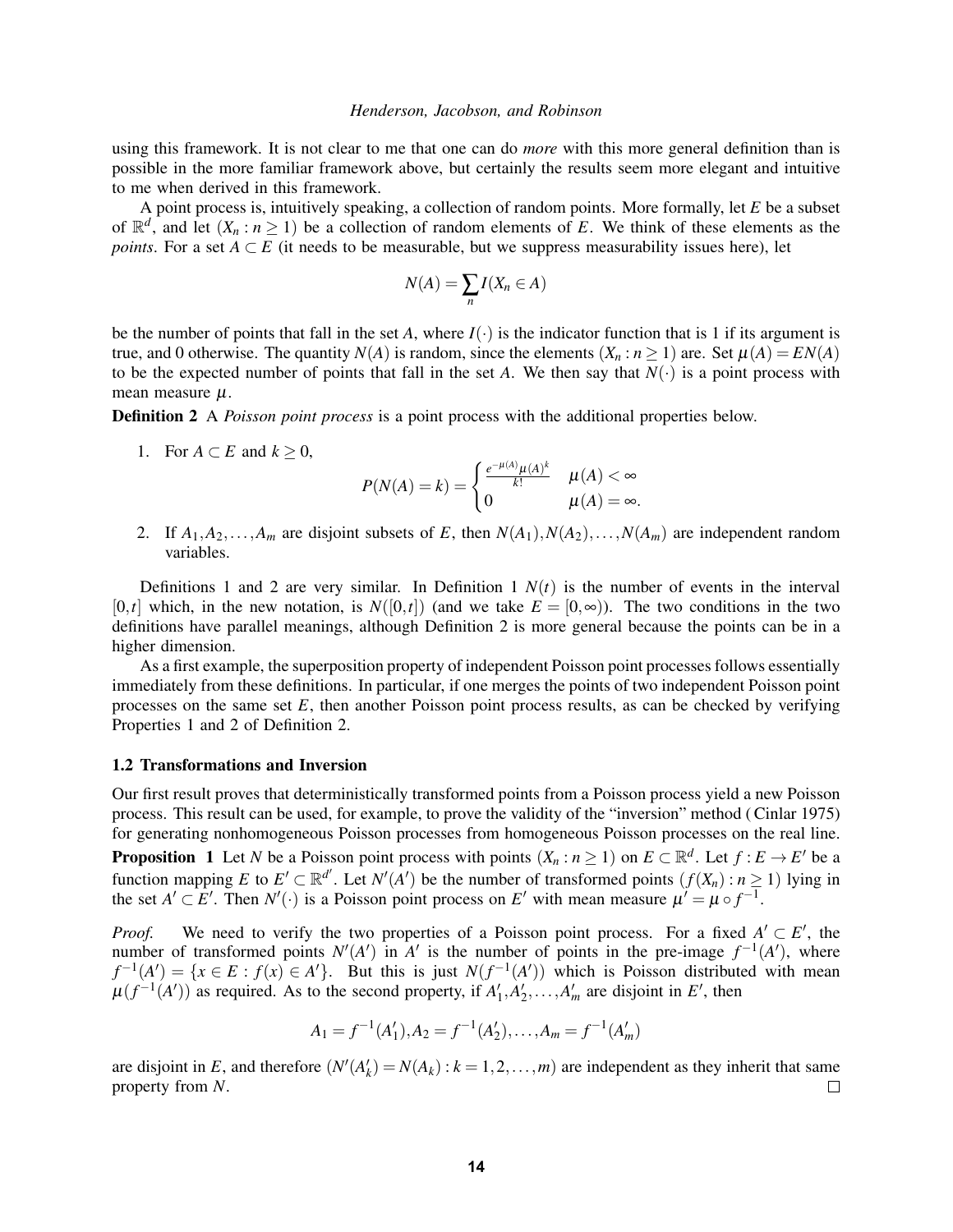using this framework. It is not clear to me that one can do *more* with this more general definition than is possible in the more familiar framework above, but certainly the results seem more elegant and intuitive to me when derived in this framework.

A point process is, intuitively speaking, a collection of random points. More formally, let $E$ be a subset of $\mathbb{R}^d$, and let $(X_n : n \geq 1)$ be a collection of random elements of $E$. We think of these elements as the *points*. For a set $A \subset E$ (it needs to be measurable, but we suppress measurability issues here), let

$$N(A) = \sum_n I(X_n \in A)$$

be the number of points that fall in the set $A$, where $I(\cdot)$ is the indicator function that is 1 if its argument is true, and 0 otherwise. The quantity $N(A)$ is random, since the elements $(X_n : n \geq 1)$ are. Set $\mu(A) = EN(A)$ to be the expected number of points that fall in the set $A$. We then say that $N(\cdot)$ is a point process with mean measure $\mu$.

**Definition 2** A *Poisson point process* is a point process with the additional properties below.

1. For $A \subset E$ and $k \geq 0$,
$$P(N(A) = k) = \begin{cases} \frac{e^{-\mu(A)}\mu(A)^k}{k!} & \mu(A) < \infty \\ 0 & \mu(A) = \infty. \end{cases}$$
2. If $A_1, A_2, \ldots, A_m$ are disjoint subsets of $E$, then $N(A_1), N(A_2), \ldots, N(A_m)$ are independent random variables.

Definitions 1 and 2 are very similar. In Definition 1 $N(t)$ is the number of events in the interval $[0,t]$ which, in the new notation, is $N([0,t])$ (and we take $E = [0, \infty)$). The two conditions in the two definitions have parallel meanings, although Definition 2 is more general because the points can be in a higher dimension.

As a first example, the superposition property of independent Poisson point processes follows essentially immediately from these definitions. In particular, if one merges the points of two independent Poisson point processes on the same set $E$, then another Poisson point process results, as can be checked by verifying Properties 1 and 2 of Definition 2.

### 1.2 Transformations and Inversion

Our first result proves that deterministically transformed points from a Poisson process yield a new Poisson process. This result can be used, for example, to prove the validity of the "inversion" method ( Cinlar 1975) for generating nonhomogeneous Poisson processes from homogeneous Poisson processes on the real line.

**Proposition 1** Let $N$ be a Poisson point process with points $(X_n : n \geq 1)$ on $E \subset \mathbb{R}^d$. Let $f : E \to E'$ be a function mapping $E$ to $E' \subset \mathbb{R}^{d'}$. Let $N'(A')$ be the number of transformed points $(f(X_n) : n \geq 1)$ lying in the set $A' \subset E'$. Then $N'(\cdot)$ is a Poisson point process on $E'$ with mean measure $\mu' = \mu \circ f^{-1}$.

*Proof.* We need to verify the two properties of a Poisson point process. For a fixed $A' \subset E'$, the number of transformed points $N'(A')$ in $A'$ is the number of points in the pre-image $f^{-1}(A')$, where $f^{-1}(A') = \{x \in E : f(x) \in A'\}$. But this is just $N(f^{-1}(A'))$ which is Poisson distributed with mean $\mu(f^{-1}(A'))$ as required. As to the second property, if $A'_1, A'_2, \ldots, A'_m$ are disjoint in $E'$, then

$$A_1 = f^{-1}(A'_1), A_2 = f^{-1}(A'_2), \ldots, A_m = f^{-1}(A'_m)$$

are disjoint in $E$, and therefore $(N'(A'_k) = N(A_k) : k = 1, 2, \ldots, m)$ are independent as they inherit that same property from $N$. □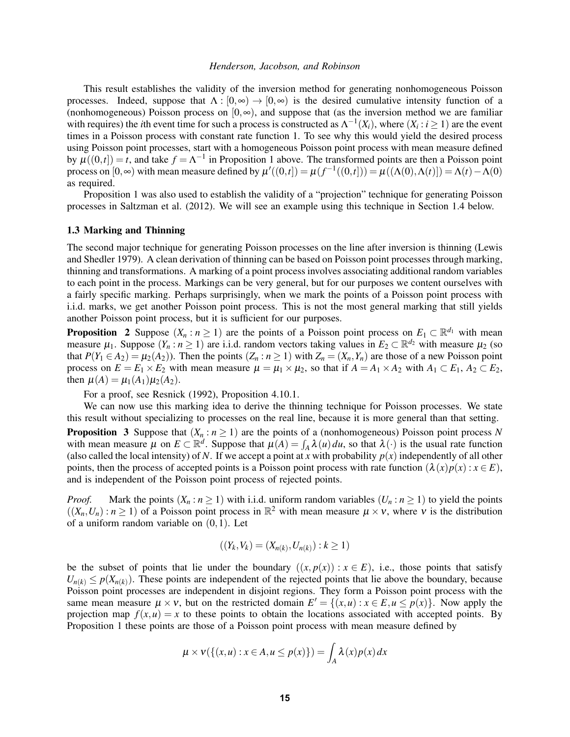This result establishes the validity of the inversion method for generating nonhomogeneous Poisson processes. Indeed, suppose that $\Lambda : [0,\infty) \to [0,\infty)$ is the desired cumulative intensity function of a (nonhomogeneous) Poisson process on $[0,\infty)$, and suppose that (as the inversion method we are familiar with requires) the $i$th event time for such a process is constructed as $\Lambda^{-1}(X_i)$, where $(X_i : i \geq 1)$ are the event times in a Poisson process with constant rate function 1. To see why this would yield the desired process using Poisson point processes, start with a homogeneous Poisson point process with mean measure defined by $\mu((0,t]) = t$, and take $f = \Lambda^{-1}$ in Proposition 1 above. The transformed points are then a Poisson point process on $[0,\infty)$ with mean measure defined by $\mu'((0,t]) = \mu(f^{-1}((0,t])) = \mu((\Lambda(0),\Lambda(t)]) = \Lambda(t) - \Lambda(0)$ as required.

Proposition 1 was also used to establish the validity of a "projection" technique for generating Poisson processes in Saltzman et al. (2012). We will see an example using this technique in Section 1.4 below.

### 1.3 Marking and Thinning

The second major technique for generating Poisson processes on the line after inversion is thinning (Lewis and Shedler 1979). A clean derivation of thinning can be based on Poisson point processes through marking, thinning and transformations. A marking of a point process involves associating additional random variables to each point in the process. Markings can be very general, but for our purposes we content ourselves with a fairly specific marking. Perhaps surprisingly, when we mark the points of a Poisson point process with i.i.d. marks, we get another Poisson point process. This is not the most general marking that still yields another Poisson point process, but it is sufficient for our purposes.

**Proposition 2** Suppose $(X_n : n \geq 1)$ are the points of a Poisson point process on $E_1 \subset \mathbb{R}^{d_1}$ with mean measure $\mu_1$. Suppose $(Y_n : n \geq 1)$ are i.i.d. random vectors taking values in $E_2 \subset \mathbb{R}^{d_2}$ with measure $\mu_2$ (so that $P(Y_1 \in A_2) = \mu_2(A_2)$). Then the points $(Z_n : n \geq 1)$ with $Z_n = (X_n, Y_n)$ are those of a new Poisson point process on $E = E_1 \times E_2$ with mean measure $\mu = \mu_1 \times \mu_2$, so that if $A = A_1 \times A_2$ with $A_1 \subset E_1$, $A_2 \subset E_2$, then $\mu(A) = \mu_1(A_1)\mu_2(A_2)$.

For a proof, see Resnick (1992), Proposition 4.10.1.

We can now use this marking idea to derive the thinning technique for Poisson processes. We state this result without specializing to processes on the real line, because it is more general than that setting.

**Proposition 3** Suppose that $(X_n : n \geq 1)$ are the points of a (nonhomogeneous) Poisson point process $N$ with mean measure $\mu$ on $E \subset \mathbb{R}^d$. Suppose that $\mu(A) = \int_A \lambda(u)\,du$, so that $\lambda(\cdot)$ is the usual rate function (also called the local intensity) of $N$. If we accept a point at $x$ with probability $p(x)$ independently of all other points, then the process of accepted points is a Poisson point process with rate function $(\lambda(x)p(x) : x \in E)$, and is independent of the Poisson point process of rejected points.

*Proof.* Mark the points $(X_n : n \geq 1)$ with i.i.d. uniform random variables $(U_n : n \geq 1)$ to yield the points $((X_n, U_n) : n \geq 1)$ of a Poisson point process in $\mathbb{R}^2$ with mean measure $\mu \times \nu$, where $\nu$ is the distribution of a uniform random variable on $(0,1)$. Let

$$((Y_k, V_k) = (X_{n(k)}, U_{n(k)}) : k \geq 1)$$

be the subset of points that lie under the boundary $((x, p(x)) : x \in E)$, i.e., those points that satisfy $U_{n(k)} \leq p(X_{n(k)})$. These points are independent of the rejected points that lie above the boundary, because Poisson point processes are independent in disjoint regions. They form a Poisson point process with the same mean measure $\mu \times \nu$, but on the restricted domain $E' = \{(x,u) : x \in E, u \leq p(x)\}$. Now apply the projection map $f(x,u) = x$ to these points to obtain the locations associated with accepted points. By Proposition 1 these points are those of a Poisson point process with mean measure defined by

$$\mu \times \nu(\{(x,u) : x \in A, u \leq p(x)\}) = \int_A \lambda(x)p(x)\,dx$$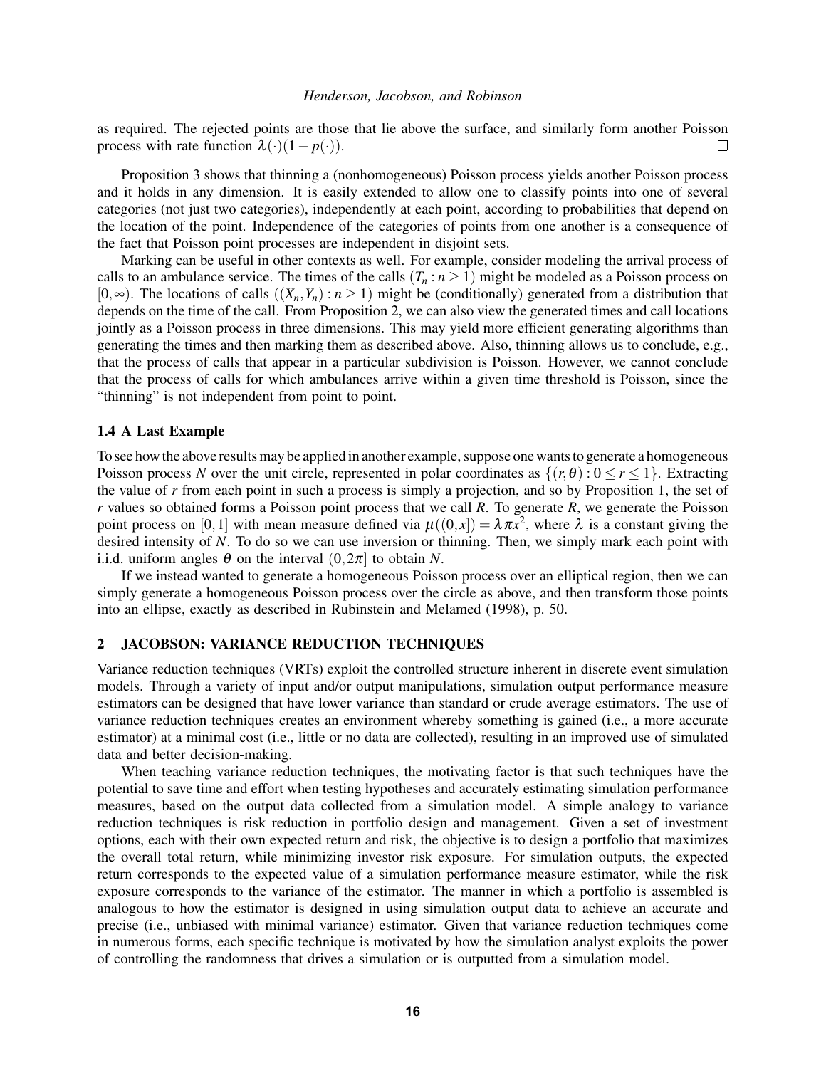as required. The rejected points are those that lie above the surface, and similarly form another Poisson process with rate function $\lambda(\cdot)(1-p(\cdot))$. $\square$

Proposition 3 shows that thinning a (nonhomogeneous) Poisson process yields another Poisson process and it holds in any dimension. It is easily extended to allow one to classify points into one of several categories (not just two categories), independently at each point, according to probabilities that depend on the location of the point. Independence of the categories of points from one another is a consequence of the fact that Poisson point processes are independent in disjoint sets.

Marking can be useful in other contexts as well. For example, consider modeling the arrival process of calls to an ambulance service. The times of the calls $(T_n : n \geq 1)$ might be modeled as a Poisson process on $[0,\infty)$. The locations of calls $((X_n,Y_n) : n \geq 1)$ might be (conditionally) generated from a distribution that depends on the time of the call. From Proposition 2, we can also view the generated times and call locations jointly as a Poisson process in three dimensions. This may yield more efficient generating algorithms than generating the times and then marking them as described above. Also, thinning allows us to conclude, e.g., that the process of calls that appear in a particular subdivision is Poisson. However, we cannot conclude that the process of calls for which ambulances arrive within a given time threshold is Poisson, since the "thinning" is not independent from point to point.

### 1.4 A Last Example

To see how the above results may be applied in another example, suppose one wants to generate a homogeneous Poisson process $N$ over the unit circle, represented in polar coordinates as $\{(r,\theta) : 0 \leq r \leq 1\}$. Extracting the value of $r$ from each point in such a process is simply a projection, and so by Proposition 1, the set of $r$ values so obtained forms a Poisson point process that we call $R$. To generate $R$, we generate the Poisson point process on $[0,1]$ with mean measure defined via $\mu((0,x]) = \lambda\pi x^2$, where $\lambda$ is a constant giving the desired intensity of $N$. To do so we can use inversion or thinning. Then, we simply mark each point with i.i.d. uniform angles $\theta$ on the interval $(0,2\pi]$ to obtain $N$.

If we instead wanted to generate a homogeneous Poisson process over an elliptical region, then we can simply generate a homogeneous Poisson process over the circle as above, and then transform those points into an ellipse, exactly as described in Rubinstein and Melamed (1998), p. 50.

## 2 JACOBSON: VARIANCE REDUCTION TECHNIQUES

Variance reduction techniques (VRTs) exploit the controlled structure inherent in discrete event simulation models. Through a variety of input and/or output manipulations, simulation output performance measure estimators can be designed that have lower variance than standard or crude average estimators. The use of variance reduction techniques creates an environment whereby something is gained (i.e., a more accurate estimator) at a minimal cost (i.e., little or no data are collected), resulting in an improved use of simulated data and better decision-making.

When teaching variance reduction techniques, the motivating factor is that such techniques have the potential to save time and effort when testing hypotheses and accurately estimating simulation performance measures, based on the output data collected from a simulation model. A simple analogy to variance reduction techniques is risk reduction in portfolio design and management. Given a set of investment options, each with their own expected return and risk, the objective is to design a portfolio that maximizes the overall total return, while minimizing investor risk exposure. For simulation outputs, the expected return corresponds to the expected value of a simulation performance measure estimator, while the risk exposure corresponds to the variance of the estimator. The manner in which a portfolio is assembled is analogous to how the estimator is designed in using simulation output data to achieve an accurate and precise (i.e., unbiased with minimal variance) estimator. Given that variance reduction techniques come in numerous forms, each specific technique is motivated by how the simulation analyst exploits the power of controlling the randomness that drives a simulation or is outputted from a simulation model.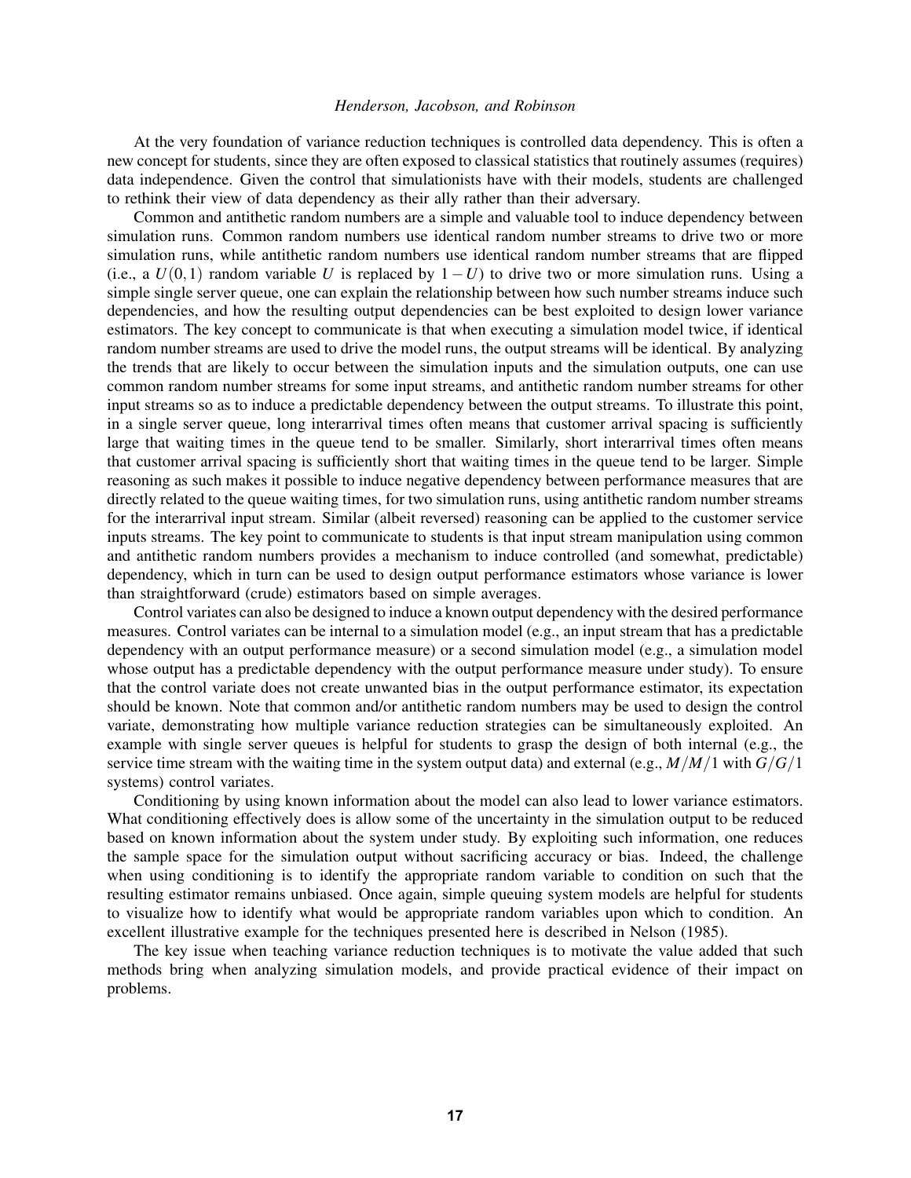At the very foundation of variance reduction techniques is controlled data dependency. This is often a new concept for students, since they are often exposed to classical statistics that routinely assumes (requires) data independence. Given the control that simulationists have with their models, students are challenged to rethink their view of data dependency as their ally rather than their adversary.

Common and antithetic random numbers are a simple and valuable tool to induce dependency between simulation runs. Common random numbers use identical random number streams to drive two or more simulation runs, while antithetic random numbers use identical random number streams that are flipped (i.e., a $U(0,1)$ random variable $U$ is replaced by $1-U$) to drive two or more simulation runs. Using a simple single server queue, one can explain the relationship between how such number streams induce such dependencies, and how the resulting output dependencies can be best exploited to design lower variance estimators. The key concept to communicate is that when executing a simulation model twice, if identical random number streams are used to drive the model runs, the output streams will be identical. By analyzing the trends that are likely to occur between the simulation inputs and the simulation outputs, one can use common random number streams for some input streams, and antithetic random number streams for other input streams so as to induce a predictable dependency between the output streams. To illustrate this point, in a single server queue, long interarrival times often means that customer arrival spacing is sufficiently large that waiting times in the queue tend to be smaller. Similarly, short interarrival times often means that customer arrival spacing is sufficiently short that waiting times in the queue tend to be larger. Simple reasoning as such makes it possible to induce negative dependency between performance measures that are directly related to the queue waiting times, for two simulation runs, using antithetic random number streams for the interarrival input stream. Similar (albeit reversed) reasoning can be applied to the customer service inputs streams. The key point to communicate to students is that input stream manipulation using common and antithetic random numbers provides a mechanism to induce controlled (and somewhat, predictable) dependency, which in turn can be used to design output performance estimators whose variance is lower than straightforward (crude) estimators based on simple averages.

Control variates can also be designed to induce a known output dependency with the desired performance measures. Control variates can be internal to a simulation model (e.g., an input stream that has a predictable dependency with an output performance measure) or a second simulation model (e.g., a simulation model whose output has a predictable dependency with the output performance measure under study). To ensure that the control variate does not create unwanted bias in the output performance estimator, its expectation should be known. Note that common and/or antithetic random numbers may be used to design the control variate, demonstrating how multiple variance reduction strategies can be simultaneously exploited. An example with single server queues is helpful for students to grasp the design of both internal (e.g., the service time stream with the waiting time in the system output data) and external (e.g., $M/M/1$ with $G/G/1$ systems) control variates.

Conditioning by using known information about the model can also lead to lower variance estimators. What conditioning effectively does is allow some of the uncertainty in the simulation output to be reduced based on known information about the system under study. By exploiting such information, one reduces the sample space for the simulation output without sacrificing accuracy or bias. Indeed, the challenge when using conditioning is to identify the appropriate random variable to condition on such that the resulting estimator remains unbiased. Once again, simple queuing system models are helpful for students to visualize how to identify what would be appropriate random variables upon which to condition. An excellent illustrative example for the techniques presented here is described in Nelson (1985).

The key issue when teaching variance reduction techniques is to motivate the value added that such methods bring when analyzing simulation models, and provide practical evidence of their impact on problems.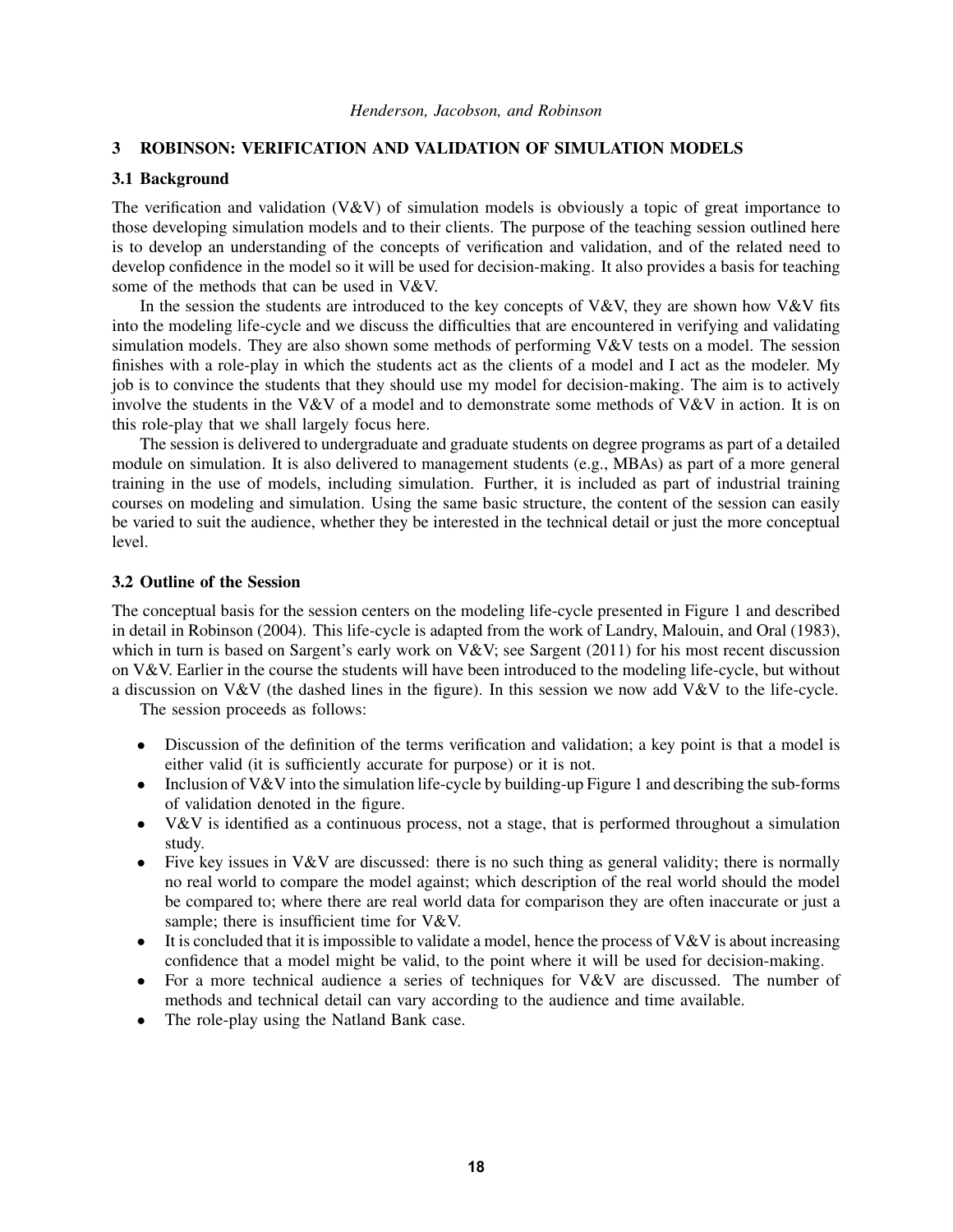## 3 ROBINSON: VERIFICATION AND VALIDATION OF SIMULATION MODELS

### 3.1 Background

The verification and validation (V&V) of simulation models is obviously a topic of great importance to those developing simulation models and to their clients. The purpose of the teaching session outlined here is to develop an understanding of the concepts of verification and validation, and of the related need to develop confidence in the model so it will be used for decision-making. It also provides a basis for teaching some of the methods that can be used in V&V.

In the session the students are introduced to the key concepts of V&V, they are shown how V&V fits into the modeling life-cycle and we discuss the difficulties that are encountered in verifying and validating simulation models. They are also shown some methods of performing V&V tests on a model. The session finishes with a role-play in which the students act as the clients of a model and I act as the modeler. My job is to convince the students that they should use my model for decision-making. The aim is to actively involve the students in the V&V of a model and to demonstrate some methods of V&V in action. It is on this role-play that we shall largely focus here.

The session is delivered to undergraduate and graduate students on degree programs as part of a detailed module on simulation. It is also delivered to management students (e.g., MBAs) as part of a more general training in the use of models, including simulation. Further, it is included as part of industrial training courses on modeling and simulation. Using the same basic structure, the content of the session can easily be varied to suit the audience, whether they be interested in the technical detail or just the more conceptual level.

### 3.2 Outline of the Session

The conceptual basis for the session centers on the modeling life-cycle presented in Figure 1 and described in detail in Robinson (2004). This life-cycle is adapted from the work of Landry, Malouin, and Oral (1983), which in turn is based on Sargent's early work on V&V; see Sargent (2011) for his most recent discussion on V&V. Earlier in the course the students will have been introduced to the modeling life-cycle, but without a discussion on V&V (the dashed lines in the figure). In this session we now add V&V to the life-cycle.

The session proceeds as follows:

- Discussion of the definition of the terms verification and validation; a key point is that a model is either valid (it is sufficiently accurate for purpose) or it is not.
- Inclusion of V&V into the simulation life-cycle by building-up Figure 1 and describing the sub-forms of validation denoted in the figure.
- V&V is identified as a continuous process, not a stage, that is performed throughout a simulation study.
- Five key issues in V&V are discussed: there is no such thing as general validity; there is normally no real world to compare the model against; which description of the real world should the model be compared to; where there are real world data for comparison they are often inaccurate or just a sample; there is insufficient time for V&V.
- It is concluded that it is impossible to validate a model, hence the process of V&V is about increasing confidence that a model might be valid, to the point where it will be used for decision-making.
- For a more technical audience a series of techniques for V&V are discussed. The number of methods and technical detail can vary according to the audience and time available.
- The role-play using the Natland Bank case.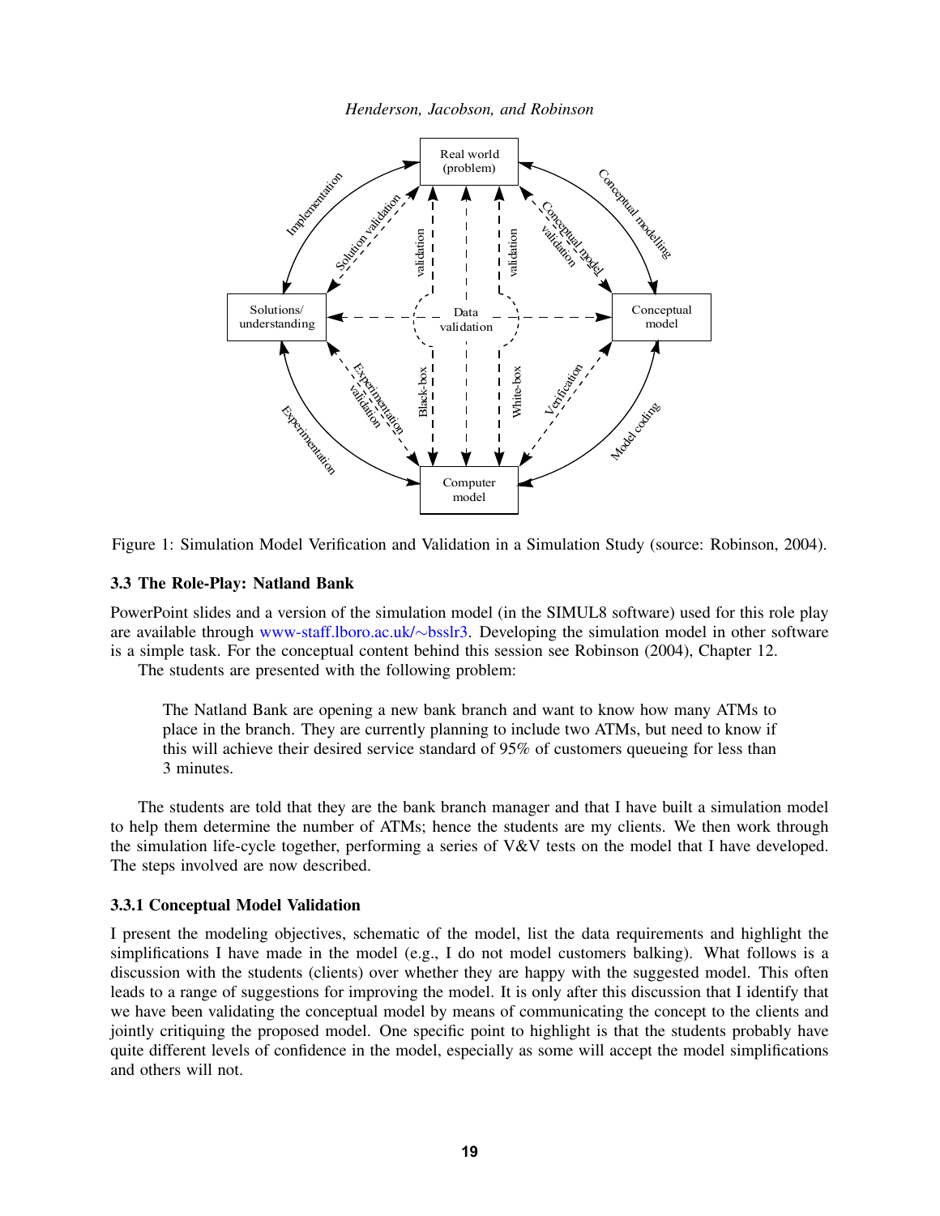Figure 1: Simulation Model Verification and Validation in a Simulation Study (source: Robinson, 2004).

### 3.3 The Role-Play: Natland Bank

PowerPoint slides and a version of the simulation model (in the SIMUL8 software) used for this role play are available through www-staff.lboro.ac.uk/∼bsslr3. Developing the simulation model in other software is a simple task. For the conceptual content behind this session see Robinson (2004), Chapter 12.

The students are presented with the following problem:

> The Natland Bank are opening a new bank branch and want to know how many ATMs to place in the branch. They are currently planning to include two ATMs, but need to know if this will achieve their desired service standard of 95% of customers queueing for less than 3 minutes.

The students are told that they are the bank branch manager and that I have built a simulation model to help them determine the number of ATMs; hence the students are my clients. We then work through the simulation life-cycle together, performing a series of V&V tests on the model that I have developed. The steps involved are now described.

#### 3.3.1 Conceptual Model Validation

I present the modeling objectives, schematic of the model, list the data requirements and highlight the simplifications I have made in the model (e.g., I do not model customers balking). What follows is a discussion with the students (clients) over whether they are happy with the suggested model. This often leads to a range of suggestions for improving the model. It is only after this discussion that I identify that we have been validating the conceptual model by means of communicating the concept to the clients and jointly critiquing the proposed model. One specific point to highlight is that the students probably have quite different levels of confidence in the model, especially as some will accept the model simplifications and others will not.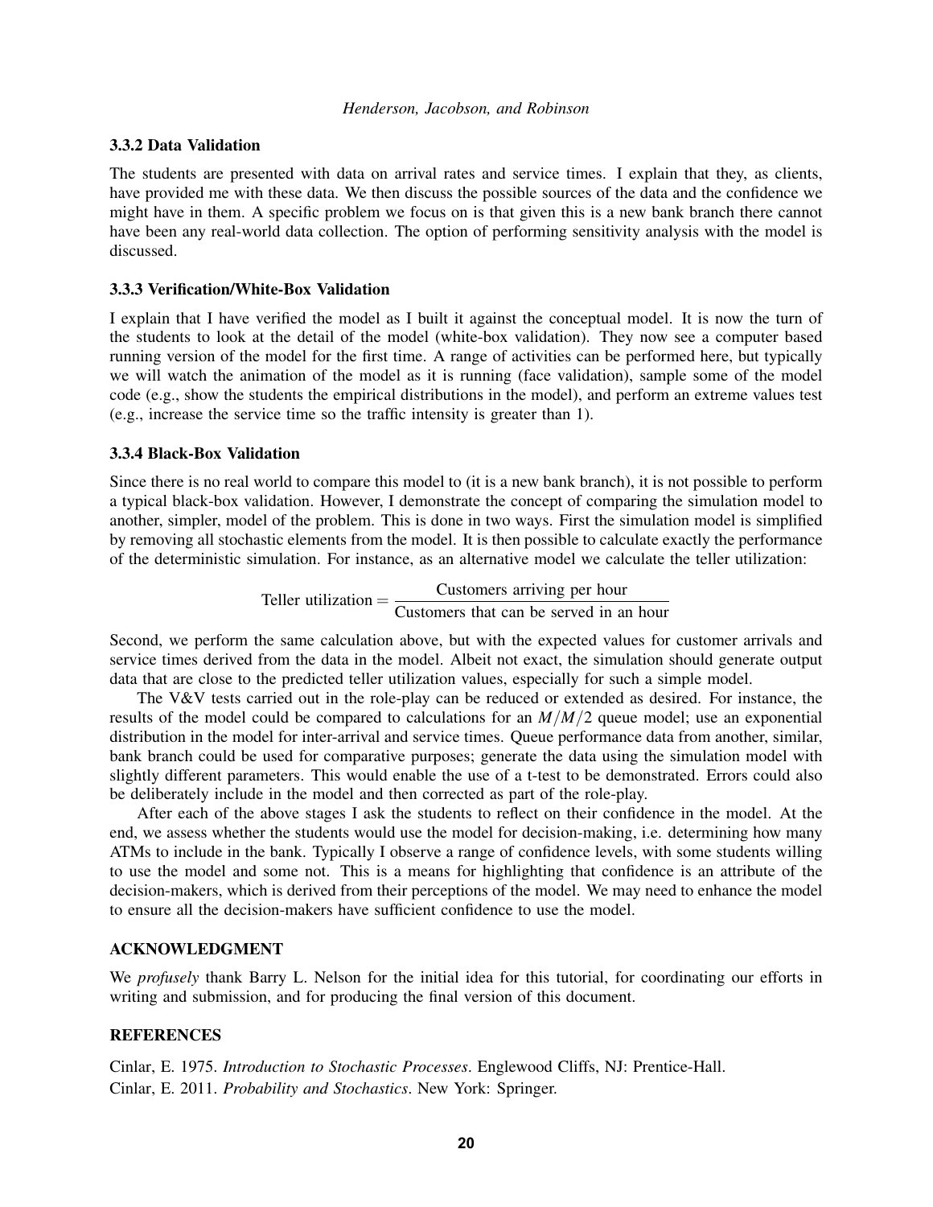### 3.3.2 Data Validation

The students are presented with data on arrival rates and service times. I explain that they, as clients, have provided me with these data. We then discuss the possible sources of the data and the confidence we might have in them. A specific problem we focus on is that given this is a new bank branch there cannot have been any real-world data collection. The option of performing sensitivity analysis with the model is discussed.

### 3.3.3 Verification/White-Box Validation

I explain that I have verified the model as I built it against the conceptual model. It is now the turn of the students to look at the detail of the model (white-box validation). They now see a computer based running version of the model for the first time. A range of activities can be performed here, but typically we will watch the animation of the model as it is running (face validation), sample some of the model code (e.g., show the students the empirical distributions in the model), and perform an extreme values test (e.g., increase the service time so the traffic intensity is greater than 1).

### 3.3.4 Black-Box Validation

Since there is no real world to compare this model to (it is a new bank branch), it is not possible to perform a typical black-box validation. However, I demonstrate the concept of comparing the simulation model to another, simpler, model of the problem. This is done in two ways. First the simulation model is simplified by removing all stochastic elements from the model. It is then possible to calculate exactly the performance of the deterministic simulation. For instance, as an alternative model we calculate the teller utilization:

$$\text{Teller utilization} = \frac{\text{Customers arriving per hour}}{\text{Customers that can be served in an hour}}$$

Second, we perform the same calculation above, but with the expected values for customer arrivals and service times derived from the data in the model. Albeit not exact, the simulation should generate output data that are close to the predicted teller utilization values, especially for such a simple model.

The V&V tests carried out in the role-play can be reduced or extended as desired. For instance, the results of the model could be compared to calculations for an $M/M/2$ queue model; use an exponential distribution in the model for inter-arrival and service times. Queue performance data from another, similar, bank branch could be used for comparative purposes; generate the data using the simulation model with slightly different parameters. This would enable the use of a t-test to be demonstrated. Errors could also be deliberately include in the model and then corrected as part of the role-play.

After each of the above stages I ask the students to reflect on their confidence in the model. At the end, we assess whether the students would use the model for decision-making, i.e. determining how many ATMs to include in the bank. Typically I observe a range of confidence levels, with some students willing to use the model and some not. This is a means for highlighting that confidence is an attribute of the decision-makers, which is derived from their perceptions of the model. We may need to enhance the model to ensure all the decision-makers have sufficient confidence to use the model.

## ACKNOWLEDGMENT

We *profusely* thank Barry L. Nelson for the initial idea for this tutorial, for coordinating our efforts in writing and submission, and for producing the final version of this document.

## REFERENCES

Cinlar, E. 1975. *Introduction to Stochastic Processes*. Englewood Cliffs, NJ: Prentice-Hall.

Cinlar, E. 2011. *Probability and Stochastics*. New York: Springer.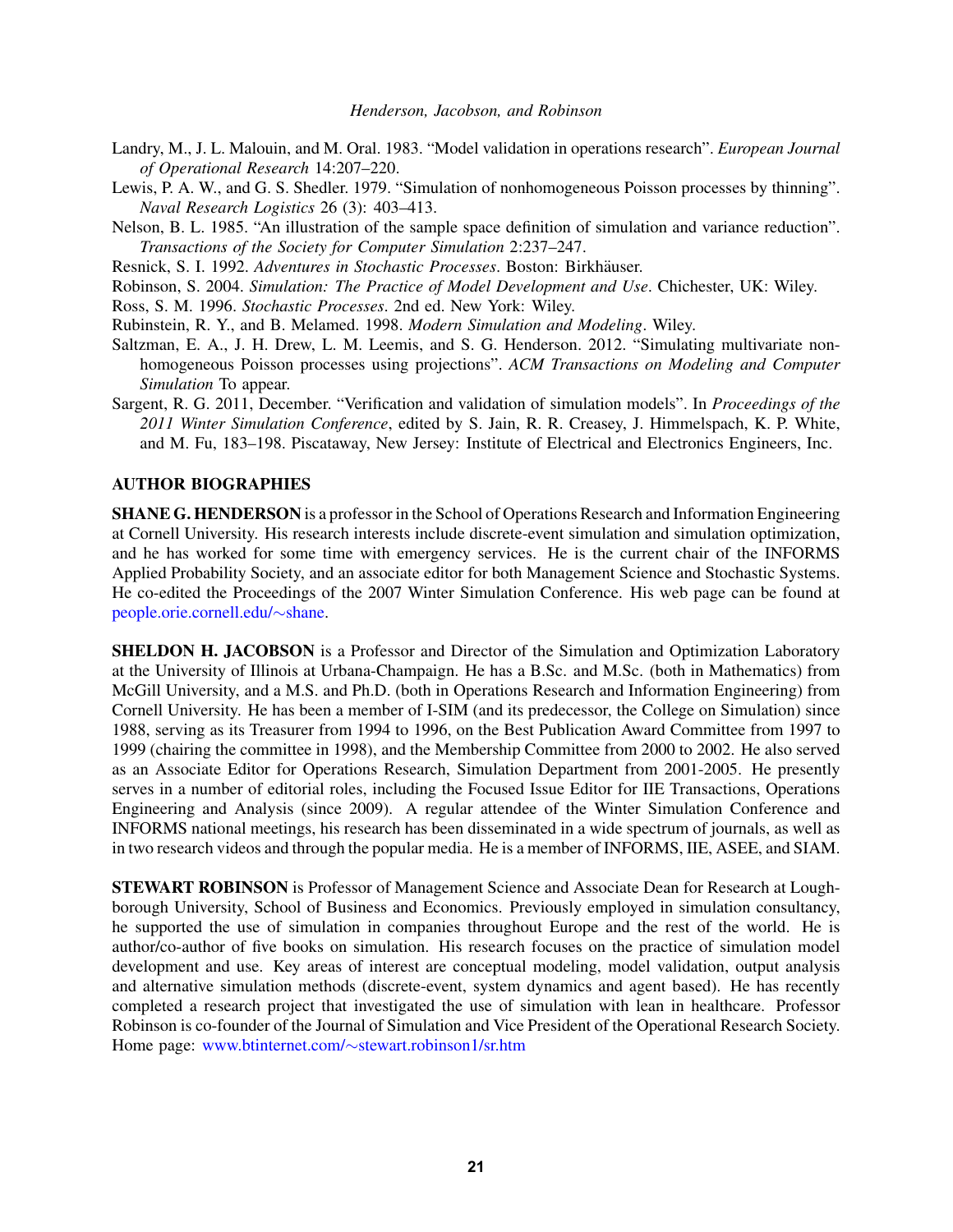Landry, M., J. L. Malouin, and M. Oral. 1983. "Model validation in operations research". *European Journal of Operational Research* 14:207–220.

Lewis, P. A. W., and G. S. Shedler. 1979. "Simulation of nonhomogeneous Poisson processes by thinning". *Naval Research Logistics* 26 (3): 403–413.

Nelson, B. L. 1985. "An illustration of the sample space definition of simulation and variance reduction". *Transactions of the Society for Computer Simulation* 2:237–247.

Resnick, S. I. 1992. *Adventures in Stochastic Processes*. Boston: Birkhäuser.

Robinson, S. 2004. *Simulation: The Practice of Model Development and Use*. Chichester, UK: Wiley.

Ross, S. M. 1996. *Stochastic Processes*. 2nd ed. New York: Wiley.

Rubinstein, R. Y., and B. Melamed. 1998. *Modern Simulation and Modeling*. Wiley.

Saltzman, E. A., J. H. Drew, L. M. Leemis, and S. G. Henderson. 2012. "Simulating multivariate nonhomogeneous Poisson processes using projections". *ACM Transactions on Modeling and Computer Simulation* To appear.

Sargent, R. G. 2011, December. "Verification and validation of simulation models". In *Proceedings of the 2011 Winter Simulation Conference*, edited by S. Jain, R. R. Creasey, J. Himmelspach, K. P. White, and M. Fu, 183–198. Piscataway, New Jersey: Institute of Electrical and Electronics Engineers, Inc.

## AUTHOR BIOGRAPHIES

**SHANE G. HENDERSON** is a professor in the School of Operations Research and Information Engineering at Cornell University. His research interests include discrete-event simulation and simulation optimization, and he has worked for some time with emergency services. He is the current chair of the INFORMS Applied Probability Society, and an associate editor for both Management Science and Stochastic Systems. He co-edited the Proceedings of the 2007 Winter Simulation Conference. His web page can be found at people.orie.cornell.edu/∼shane.

**SHELDON H. JACOBSON** is a Professor and Director of the Simulation and Optimization Laboratory at the University of Illinois at Urbana-Champaign. He has a B.Sc. and M.Sc. (both in Mathematics) from McGill University, and a M.S. and Ph.D. (both in Operations Research and Information Engineering) from Cornell University. He has been a member of I-SIM (and its predecessor, the College on Simulation) since 1988, serving as its Treasurer from 1994 to 1996, on the Best Publication Award Committee from 1997 to 1999 (chairing the committee in 1998), and the Membership Committee from 2000 to 2002. He also served as an Associate Editor for Operations Research, Simulation Department from 2001-2005. He presently serves in a number of editorial roles, including the Focused Issue Editor for IIE Transactions, Operations Engineering and Analysis (since 2009). A regular attendee of the Winter Simulation Conference and INFORMS national meetings, his research has been disseminated in a wide spectrum of journals, as well as in two research videos and through the popular media. He is a member of INFORMS, IIE, ASEE, and SIAM.

**STEWART ROBINSON** is Professor of Management Science and Associate Dean for Research at Loughborough University, School of Business and Economics. Previously employed in simulation consultancy, he supported the use of simulation in companies throughout Europe and the rest of the world. He is author/co-author of five books on simulation. His research focuses on the practice of simulation model development and use. Key areas of interest are conceptual modeling, model validation, output analysis and alternative simulation methods (discrete-event, system dynamics and agent based). He has recently completed a research project that investigated the use of simulation with lean in healthcare. Professor Robinson is co-founder of the Journal of Simulation and Vice President of the Operational Research Society. Home page: www.btinternet.com/∼stewart.robinson1/sr.htm